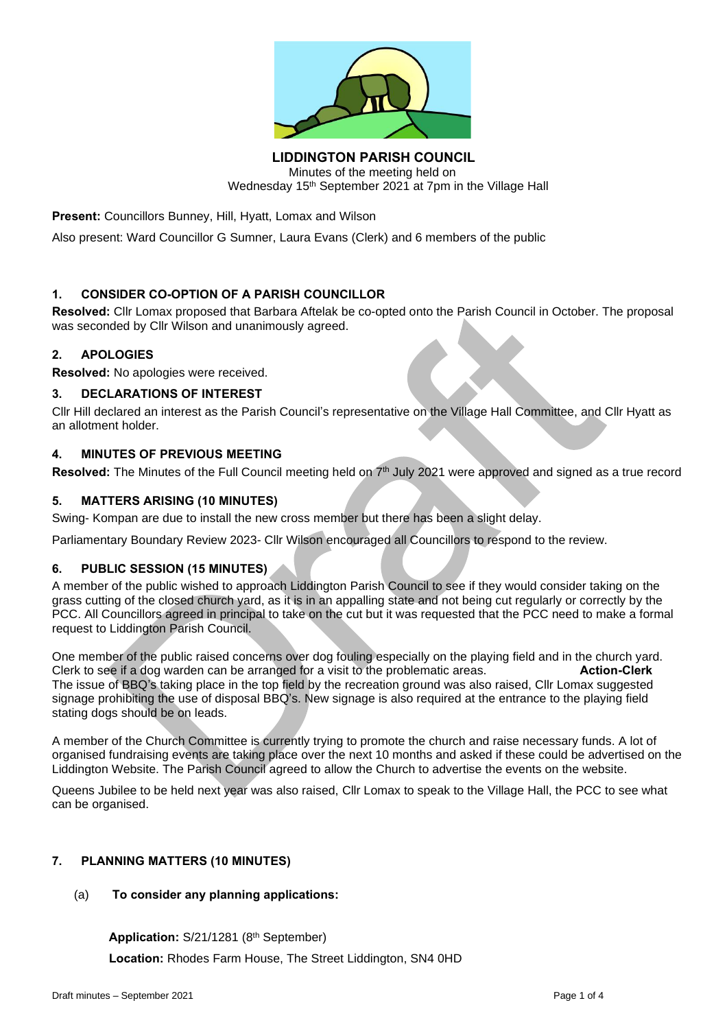**LIDDINGTON PARISH COUNCIL**

Minutes of the meeting held on
Wednesday 15th September 2021 at 7pm in the Village Hall

**Present:** Councillors Bunney, Hill, Hyatt, Lomax and Wilson

Also present: Ward Councillor G Sumner, Laura Evans (Clerk) and 6 members of the public

## 1. CONSIDER CO-OPTION OF A PARISH COUNCILLOR

**Resolved:** Cllr Lomax proposed that Barbara Aftelak be co-opted onto the Parish Council in October. The proposal was seconded by Cllr Wilson and unanimously agreed.

## 2. APOLOGIES

**Resolved:** No apologies were received.

## 3. DECLARATIONS OF INTEREST

Cllr Hill declared an interest as the Parish Council's representative on the Village Hall Committee, and Cllr Hyatt as an allotment holder.

## 4. MINUTES OF PREVIOUS MEETING

**Resolved:** The Minutes of the Full Council meeting held on 7th July 2021 were approved and signed as a true record

## 5. MATTERS ARISING (10 MINUTES)

Swing- Kompan are due to install the new cross member but there has been a slight delay.

Parliamentary Boundary Review 2023- Cllr Wilson encouraged all Councillors to respond to the review.

## 6. PUBLIC SESSION (15 MINUTES)

A member of the public wished to approach Liddington Parish Council to see if they would consider taking on the grass cutting of the closed church yard, as it is in an appalling state and not being cut regularly or correctly by the PCC. All Councillors agreed in principal to take on the cut but it was requested that the PCC need to make a formal request to Liddington Parish Council.

One member of the public raised concerns over dog fouling especially on the playing field and in the church yard. Clerk to see if a dog warden can be arranged for a visit to the problematic areas. **Action-Clerk**
The issue of BBQ's taking place in the top field by the recreation ground was also raised, Cllr Lomax suggested signage prohibiting the use of disposal BBQ's. New signage is also required at the entrance to the playing field stating dogs should be on leads.

A member of the Church Committee is currently trying to promote the church and raise necessary funds. A lot of organised fundraising events are taking place over the next 10 months and asked if these could be advertised on the Liddington Website. The Parish Council agreed to allow the Church to advertise the events on the website.

Queens Jubilee to be held next year was also raised, Cllr Lomax to speak to the Village Hall, the PCC to see what can be organised.

## 7. PLANNING MATTERS (10 MINUTES)

(a) **To consider any planning applications:**

**Application:** S/21/1281 (8th September)

**Location:** Rhodes Farm House, The Street Liddington, SN4 0HD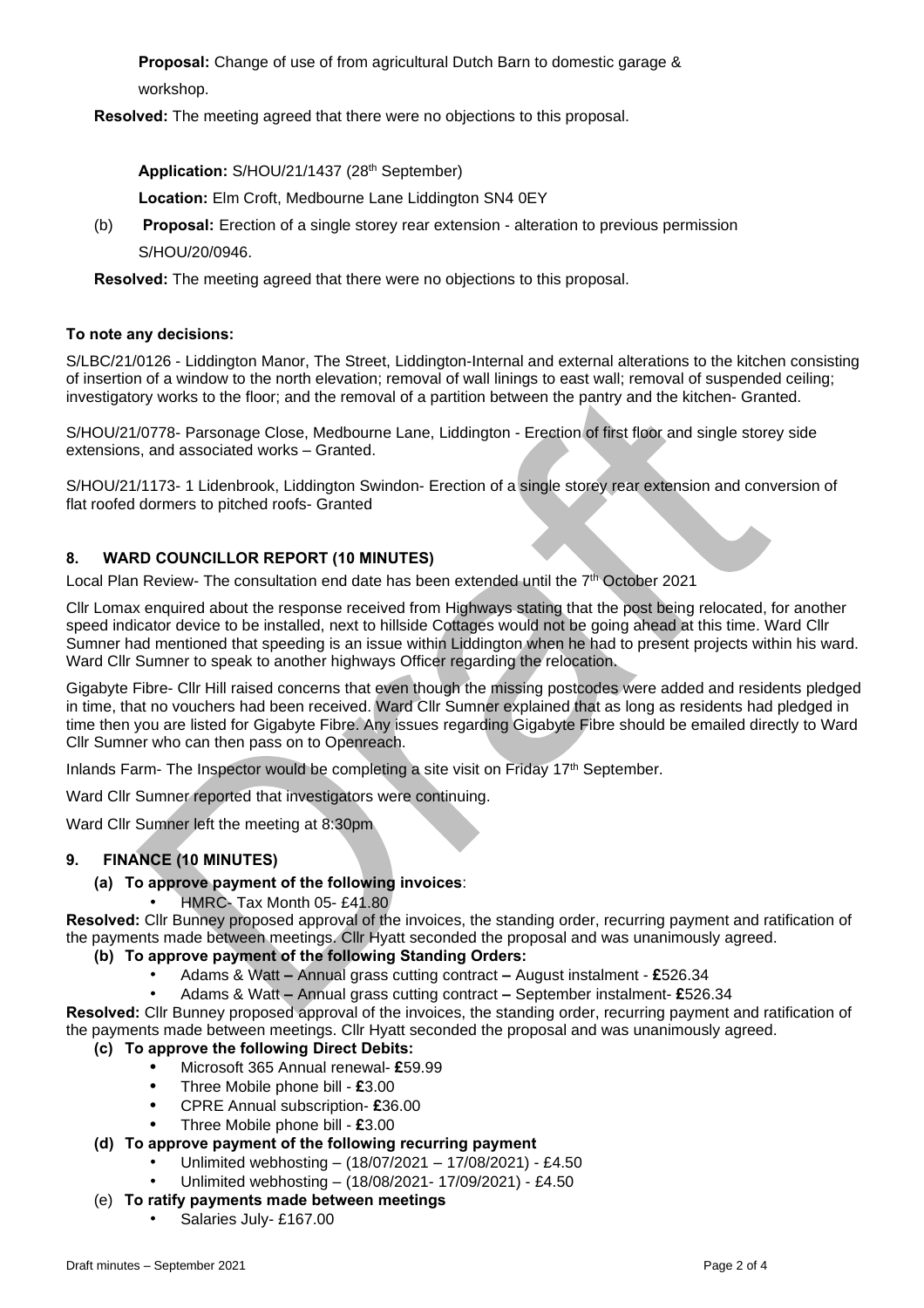**Proposal:** Change of use of from agricultural Dutch Barn to domestic garage & workshop.

**Resolved:** The meeting agreed that there were no objections to this proposal.

**Application:** S/HOU/21/1437 (28th September)

**Location:** Elm Croft, Medbourne Lane Liddington SN4 0EY

(b) **Proposal:** Erection of a single storey rear extension - alteration to previous permission S/HOU/20/0946.

**Resolved:** The meeting agreed that there were no objections to this proposal.

**To note any decisions:**

S/LBC/21/0126 - Liddington Manor, The Street, Liddington-Internal and external alterations to the kitchen consisting of insertion of a window to the north elevation; removal of wall linings to east wall; removal of suspended ceiling; investigatory works to the floor; and the removal of a partition between the pantry and the kitchen- Granted.

S/HOU/21/0778- Parsonage Close, Medbourne Lane, Liddington - Erection of first floor and single storey side extensions, and associated works – Granted.

S/HOU/21/1173- 1 Lidenbrook, Liddington Swindon- Erection of a single storey rear extension and conversion of flat roofed dormers to pitched roofs- Granted

## 8. WARD COUNCILLOR REPORT (10 MINUTES)

Local Plan Review- The consultation end date has been extended until the 7th October 2021

Cllr Lomax enquired about the response received from Highways stating that the post being relocated, for another speed indicator device to be installed, next to hillside Cottages would not be going ahead at this time. Ward Cllr Sumner had mentioned that speeding is an issue within Liddington when he had to present projects within his ward. Ward Cllr Sumner to speak to another highways Officer regarding the relocation.

Gigabyte Fibre- Cllr Hill raised concerns that even though the missing postcodes were added and residents pledged in time, that no vouchers had been received. Ward Cllr Sumner explained that as long as residents had pledged in time then you are listed for Gigabyte Fibre. Any issues regarding Gigabyte Fibre should be emailed directly to Ward Cllr Sumner who can then pass on to Openreach.

Inlands Farm- The Inspector would be completing a site visit on Friday 17th September.

Ward Cllr Sumner reported that investigators were continuing.

Ward Cllr Sumner left the meeting at 8:30pm

## 9. FINANCE (10 MINUTES)

**(a) To approve payment of the following invoices**:

- HMRC- Tax Month 05- £41.80

**Resolved:** Cllr Bunney proposed approval of the invoices, the standing order, recurring payment and ratification of the payments made between meetings. Cllr Hyatt seconded the proposal and was unanimously agreed.

**(b) To approve payment of the following Standing Orders:**

- Adams & Watt **–** Annual grass cutting contract **–** August instalment - **£**526.34
- Adams & Watt **–** Annual grass cutting contract **–** September instalment- **£**526.34

**Resolved:** Cllr Bunney proposed approval of the invoices, the standing order, recurring payment and ratification of the payments made between meetings. Cllr Hyatt seconded the proposal and was unanimously agreed.

**(c) To approve the following Direct Debits:**

- Microsoft 365 Annual renewal- **£**59.99
- Three Mobile phone bill - **£**3.00
- CPRE Annual subscription- **£**36.00
- Three Mobile phone bill - **£**3.00

**(d) To approve payment of the following recurring payment**

- Unlimited webhosting – (18/07/2021 – 17/08/2021) - £4.50
- Unlimited webhosting – (18/08/2021- 17/09/2021) - £4.50

(e) **To ratify payments made between meetings**

- Salaries July- £167.00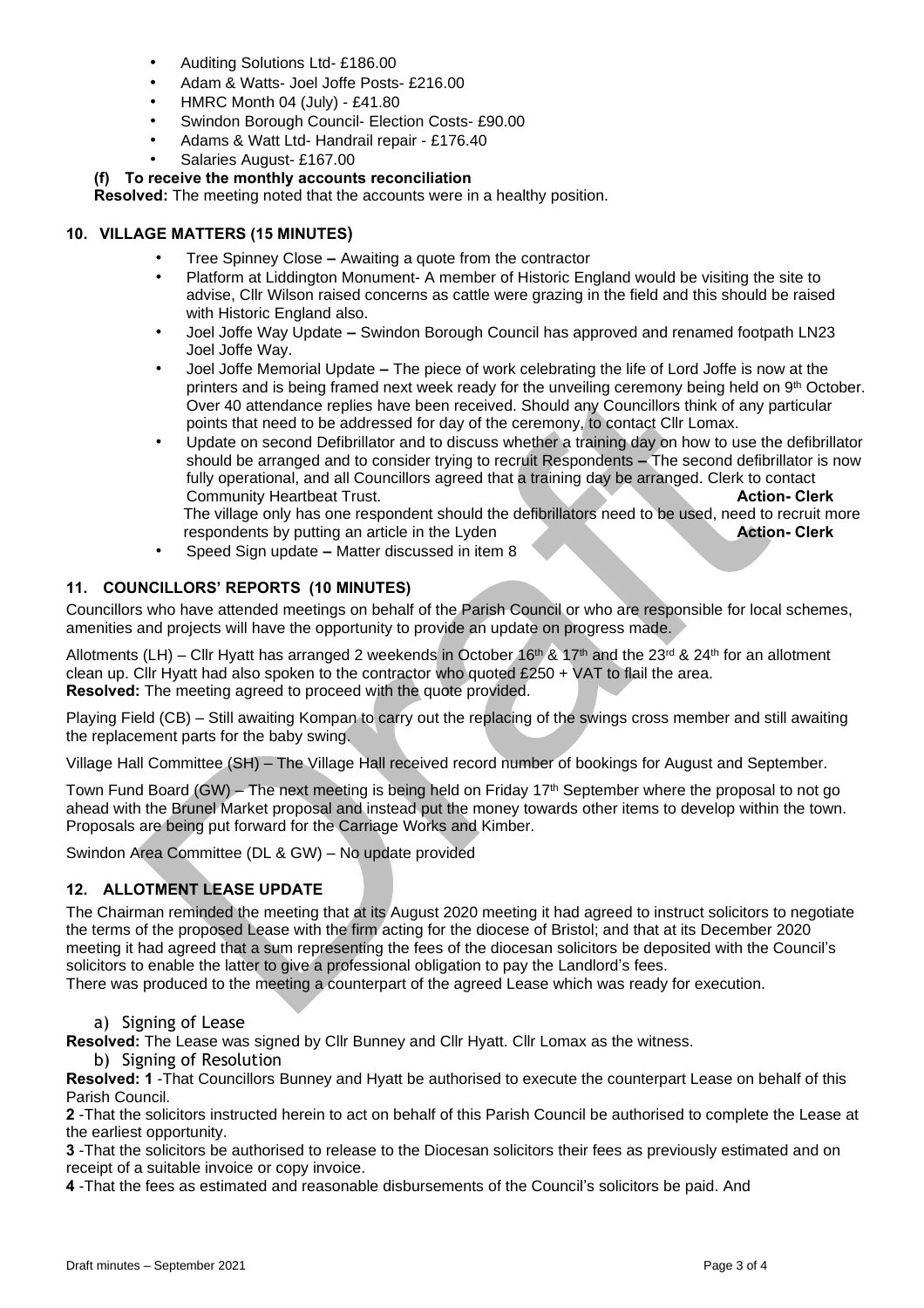- Auditing Solutions Ltd- £186.00
- Adam & Watts- Joel Joffe Posts- £216.00
- HMRC Month 04 (July) - £41.80
- Swindon Borough Council- Election Costs- £90.00
- Adams & Watt Ltd- Handrail repair - £176.40
- Salaries August- £167.00

**(f) To receive the monthly accounts reconciliation**

**Resolved:** The meeting noted that the accounts were in a healthy position.

## 10. VILLAGE MATTERS (15 MINUTES)

- Tree Spinney Close **–** Awaiting a quote from the contractor
- Platform at Liddington Monument- A member of Historic England would be visiting the site to advise, Cllr Wilson raised concerns as cattle were grazing in the field and this should be raised with Historic England also.
- Joel Joffe Way Update **–** Swindon Borough Council has approved and renamed footpath LN23 Joel Joffe Way.
- Joel Joffe Memorial Update **–** The piece of work celebrating the life of Lord Joffe is now at the printers and is being framed next week ready for the unveiling ceremony being held on 9th October. Over 40 attendance replies have been received. Should any Councillors think of any particular points that need to be addressed for day of the ceremony, to contact Cllr Lomax.
- Update on second Defibrillator and to discuss whether a training day on how to use the defibrillator should be arranged and to consider trying to recruit Respondents **–** The second defibrillator is now fully operational, and all Councillors agreed that a training day be arranged. Clerk to contact Community Heartbeat Trust. **Action- Clerk**

  The village only has one respondent should the defibrillators need to be used, need to recruit more respondents by putting an article in the Lyden **Action- Clerk**
- Speed Sign update **–** Matter discussed in item 8

## 11. COUNCILLORS' REPORTS (10 MINUTES)

Councillors who have attended meetings on behalf of the Parish Council or who are responsible for local schemes, amenities and projects will have the opportunity to provide an update on progress made.

Allotments (LH) – Cllr Hyatt has arranged 2 weekends in October 16th & 17th and the 23rd & 24th for an allotment clean up. Cllr Hyatt had also spoken to the contractor who quoted £250 + VAT to flail the area.
**Resolved:** The meeting agreed to proceed with the quote provided.

Playing Field (CB) – Still awaiting Kompan to carry out the replacing of the swings cross member and still awaiting the replacement parts for the baby swing.

Village Hall Committee (SH) – The Village Hall received record number of bookings for August and September.

Town Fund Board (GW) – The next meeting is being held on Friday 17th September where the proposal to not go ahead with the Brunel Market proposal and instead put the money towards other items to develop within the town. Proposals are being put forward for the Carriage Works and Kimber.

Swindon Area Committee (DL & GW) – No update provided

## 12. ALLOTMENT LEASE UPDATE

The Chairman reminded the meeting that at its August 2020 meeting it had agreed to instruct solicitors to negotiate the terms of the proposed Lease with the firm acting for the diocese of Bristol; and that at its December 2020 meeting it had agreed that a sum representing the fees of the diocesan solicitors be deposited with the Council's solicitors to enable the latter to give a professional obligation to pay the Landlord's fees.
There was produced to the meeting a counterpart of the agreed Lease which was ready for execution.

a) Signing of Lease

**Resolved:** The Lease was signed by Cllr Bunney and Cllr Hyatt. Cllr Lomax as the witness.

b) Signing of Resolution

**Resolved: 1** -That Councillors Bunney and Hyatt be authorised to execute the counterpart Lease on behalf of this Parish Council.

**2** -That the solicitors instructed herein to act on behalf of this Parish Council be authorised to complete the Lease at the earliest opportunity.

**3** -That the solicitors be authorised to release to the Diocesan solicitors their fees as previously estimated and on receipt of a suitable invoice or copy invoice.

**4** -That the fees as estimated and reasonable disbursements of the Council's solicitors be paid. And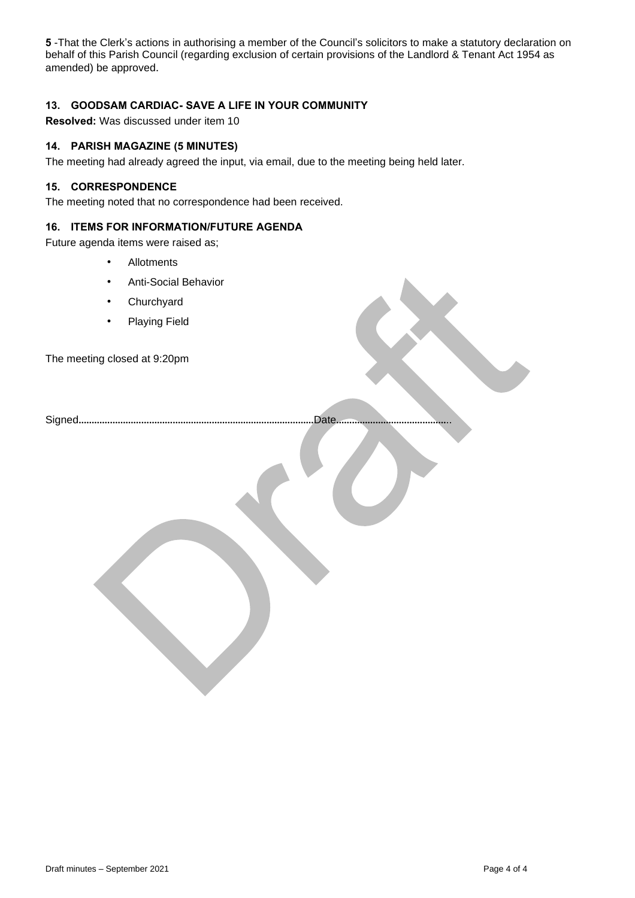**5** -That the Clerk's actions in authorising a member of the Council's solicitors to make a statutory declaration on behalf of this Parish Council (regarding exclusion of certain provisions of the Landlord & Tenant Act 1954 as amended) be approved.

### 13. GOODSAM CARDIAC- SAVE A LIFE IN YOUR COMMUNITY

**Resolved:** Was discussed under item 10

### 14. PARISH MAGAZINE (5 MINUTES)

The meeting had already agreed the input, via email, due to the meeting being held later.

### 15. CORRESPONDENCE

The meeting noted that no correspondence had been received.

### 16. ITEMS FOR INFORMATION/FUTURE AGENDA

Future agenda items were raised as;

- Allotments
- Anti-Social Behavior
- Churchyard
- Playing Field

The meeting closed at 9:20pm

Signed.........................................................................................Date...........................................